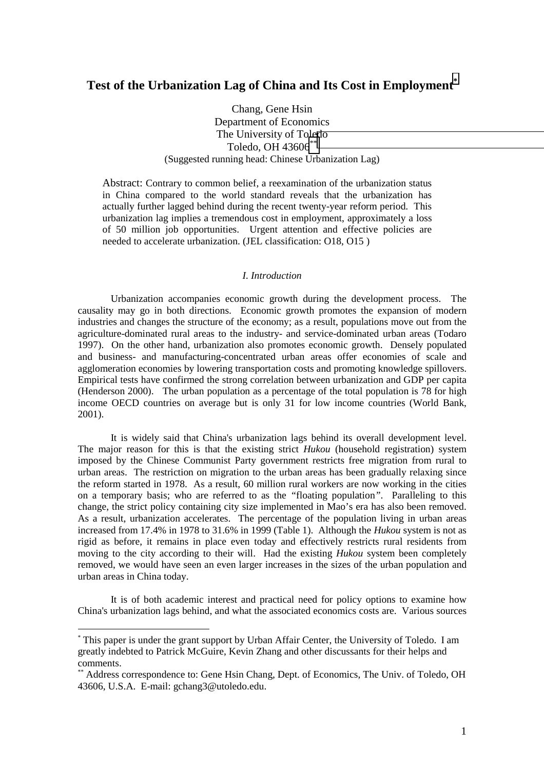# Test of the Urbanization Lag of China and Its Cost in Employment[*]

Chang, Gene Hsin
Department of Economics
The University of Toledo
Toledo, OH 43606[**]
(Suggested running head: Chinese Urbanization Lag)

Abstract: Contrary to common belief, a reexamination of the urbanization status in China compared to the world standard reveals that the urbanization has actually further lagged behind during the recent twenty-year reform period. This urbanization lag implies a tremendous cost in employment, approximately a loss of 50 million job opportunities. Urgent attention and effective policies are needed to accelerate urbanization. (JEL classification: O18, O15 )

## *I. Introduction*

Urbanization accompanies economic growth during the development process. The causality may go in both directions. Economic growth promotes the expansion of modern industries and changes the structure of the economy; as a result, populations move out from the agriculture-dominated rural areas to the industry- and service-dominated urban areas (Todaro 1997). On the other hand, urbanization also promotes economic growth. Densely populated and business- and manufacturing-concentrated urban areas offer economies of scale and agglomeration economies by lowering transportation costs and promoting knowledge spillovers. Empirical tests have confirmed the strong correlation between urbanization and GDP per capita (Henderson 2000). The urban population as a percentage of the total population is 78 for high income OECD countries on average but is only 31 for low income countries (World Bank, 2001).

It is widely said that China's urbanization lags behind its overall development level. The major reason for this is that the existing strict *Hukou* (household registration) system imposed by the Chinese Communist Party government restricts free migration from rural to urban areas. The restriction on migration to the urban areas has been gradually relaxing since the reform started in 1978. As a result, 60 million rural workers are now working in the cities on a temporary basis; who are referred to as the "floating population". Paralleling to this change, the strict policy containing city size implemented in Mao's era has also been removed. As a result, urbanization accelerates. The percentage of the population living in urban areas increased from 17.4% in 1978 to 31.6% in 1999 (Table 1). Although the *Hukou* system is not as rigid as before, it remains in place even today and effectively restricts rural residents from moving to the city according to their will. Had the existing *Hukou* system been completely removed, we would have seen an even larger increases in the sizes of the urban population and urban areas in China today.

It is of both academic interest and practical need for policy options to examine how China's urbanization lags behind, and what the associated economics costs are. Various sources

---

[*] This paper is under the grant support by Urban Affair Center, the University of Toledo. I am greatly indebted to Patrick McGuire, Kevin Zhang and other discussants for their helps and comments.

[**] Address correspondence to: Gene Hsin Chang, Dept. of Economics, The Univ. of Toledo, OH 43606, U.S.A. E-mail: gchang3@utoledo.edu.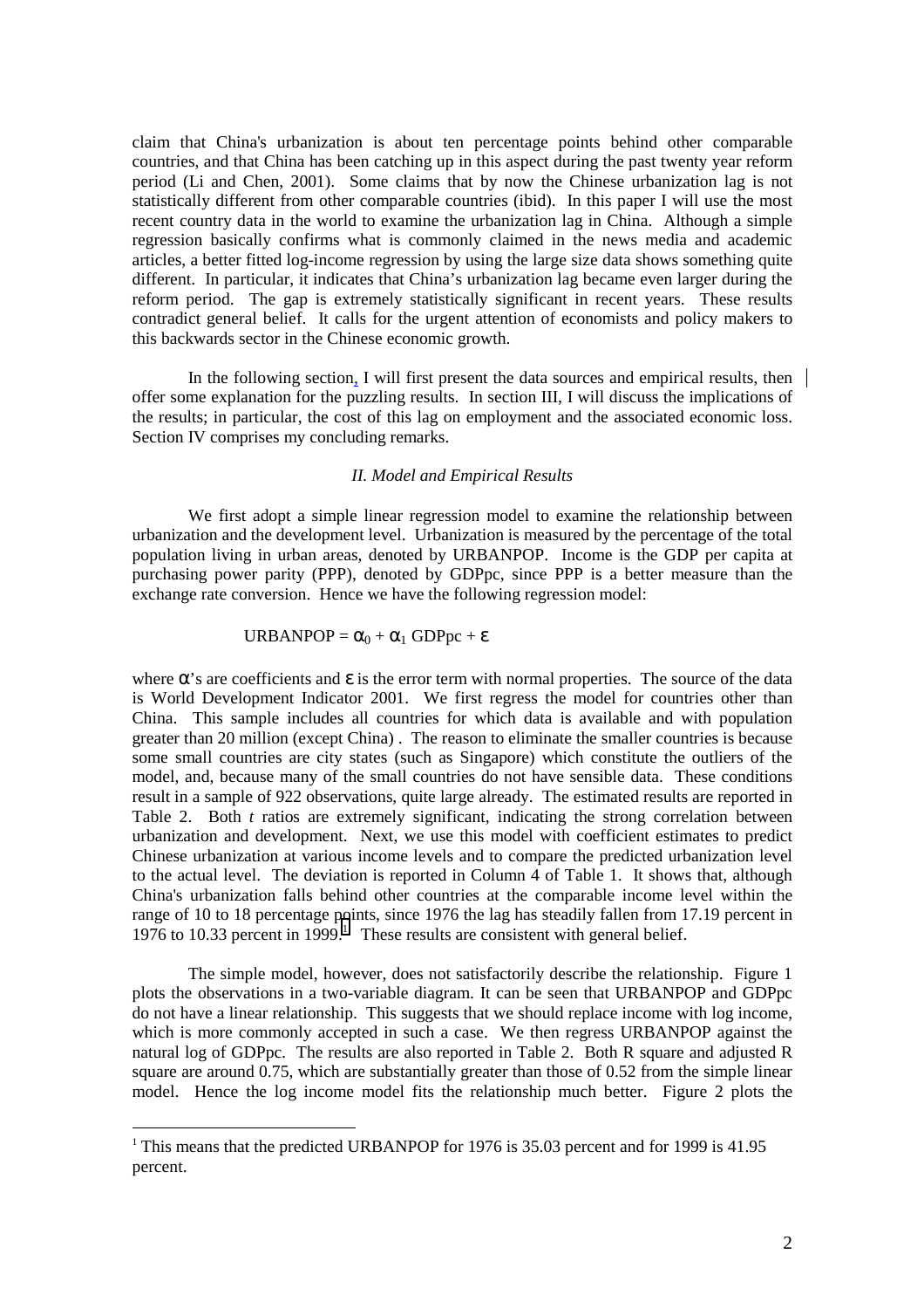claim that China's urbanization is about ten percentage points behind other comparable countries, and that China has been catching up in this aspect during the past twenty year reform period (Li and Chen, 2001). Some claims that by now the Chinese urbanization lag is not statistically different from other comparable countries (ibid). In this paper I will use the most recent country data in the world to examine the urbanization lag in China. Although a simple regression basically confirms what is commonly claimed in the news media and academic articles, a better fitted log-income regression by using the large size data shows something quite different. In particular, it indicates that China's urbanization lag became even larger during the reform period. The gap is extremely statistically significant in recent years. These results contradict general belief. It calls for the urgent attention of economists and policy makers to this backwards sector in the Chinese economic growth.

In the following section, I will first present the data sources and empirical results, then offer some explanation for the puzzling results. In section III, I will discuss the implications of the results; in particular, the cost of this lag on employment and the associated economic loss. Section IV comprises my concluding remarks.

### *II. Model and Empirical Results*

We first adopt a simple linear regression model to examine the relationship between urbanization and the development level. Urbanization is measured by the percentage of the total population living in urban areas, denoted by URBANPOP. Income is the GDP per capita at purchasing power parity (PPP), denoted by GDPpc, since PPP is a better measure than the exchange rate conversion. Hence we have the following regression model:

$$\text{URBANPOP} = \alpha_0 + \alpha_1 \text{ GDPpc} + \varepsilon$$

where $\alpha$'s are coefficients and $\varepsilon$ is the error term with normal properties. The source of the data is World Development Indicator 2001. We first regress the model for countries other than China. This sample includes all countries for which data is available and with population greater than 20 million (except China) . The reason to eliminate the smaller countries is because some small countries are city states (such as Singapore) which constitute the outliers of the model, and, because many of the small countries do not have sensible data. These conditions result in a sample of 922 observations, quite large already. The estimated results are reported in Table 2. Both *t* ratios are extremely significant, indicating the strong correlation between urbanization and development. Next, we use this model with coefficient estimates to predict Chinese urbanization at various income levels and to compare the predicted urbanization level to the actual level. The deviation is reported in Column 4 of Table 1. It shows that, although China's urbanization falls behind other countries at the comparable income level within the range of 10 to 18 percentage points, since 1976 the lag has steadily fallen from 17.19 percent in 1976 to 10.33 percent in 1999.[1] These results are consistent with general belief.

The simple model, however, does not satisfactorily describe the relationship. Figure 1 plots the observations in a two-variable diagram. It can be seen that URBANPOP and GDPpc do not have a linear relationship. This suggests that we should replace income with log income, which is more commonly accepted in such a case. We then regress URBANPOP against the natural log of GDPpc. The results are also reported in Table 2. Both R square and adjusted R square are around 0.75, which are substantially greater than those of 0.52 from the simple linear model. Hence the log income model fits the relationship much better. Figure 2 plots the

[1] This means that the predicted URBANPOP for 1976 is 35.03 percent and for 1999 is 41.95 percent.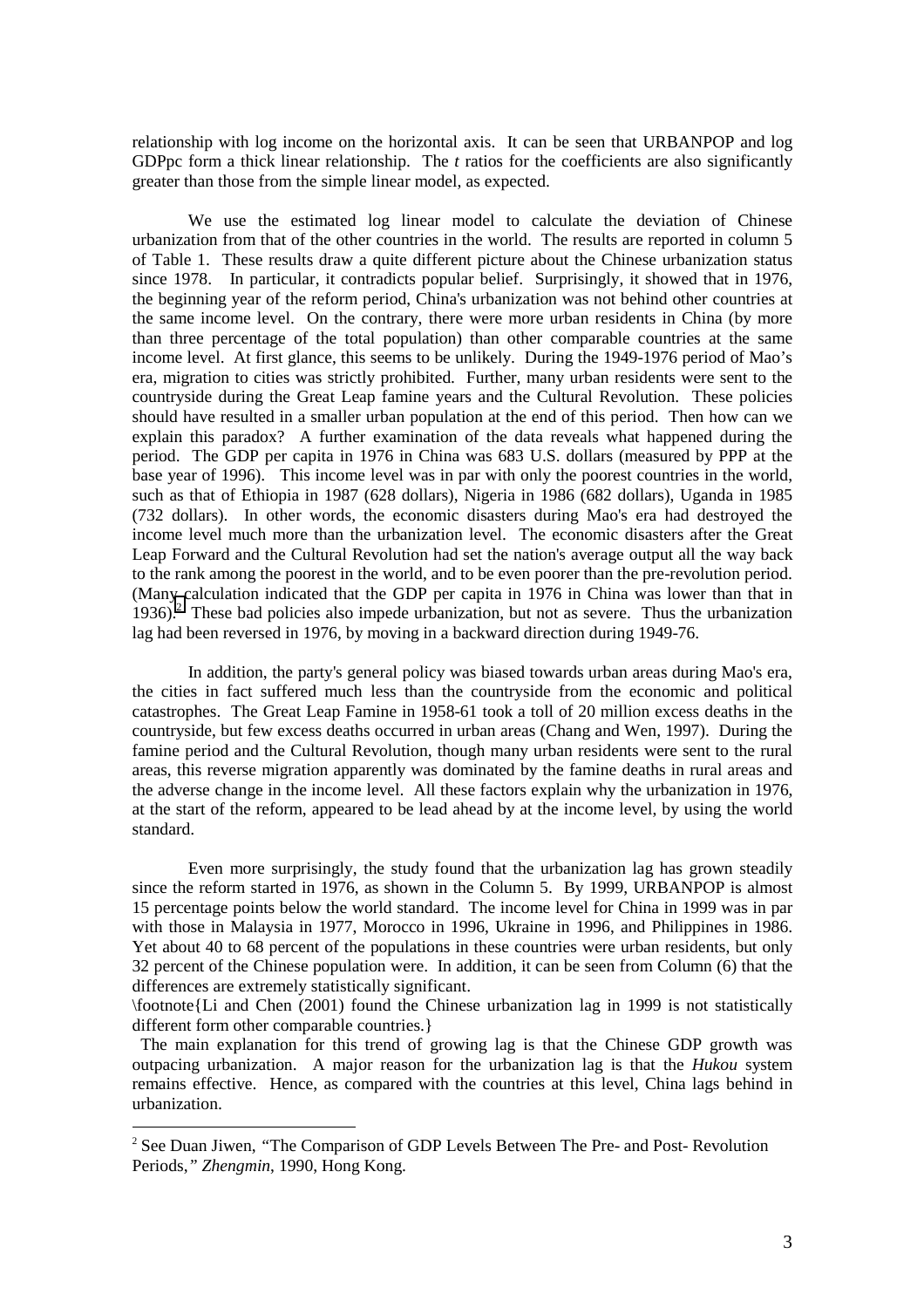relationship with log income on the horizontal axis. It can be seen that URBANPOP and log GDPpc form a thick linear relationship. The *t* ratios for the coefficients are also significantly greater than those from the simple linear model, as expected.

We use the estimated log linear model to calculate the deviation of Chinese urbanization from that of the other countries in the world. The results are reported in column 5 of Table 1. These results draw a quite different picture about the Chinese urbanization status since 1978. In particular, it contradicts popular belief. Surprisingly, it showed that in 1976, the beginning year of the reform period, China's urbanization was not behind other countries at the same income level. On the contrary, there were more urban residents in China (by more than three percentage of the total population) than other comparable countries at the same income level. At first glance, this seems to be unlikely. During the 1949-1976 period of Mao's era, migration to cities was strictly prohibited. Further, many urban residents were sent to the countryside during the Great Leap famine years and the Cultural Revolution. These policies should have resulted in a smaller urban population at the end of this period. Then how can we explain this paradox? A further examination of the data reveals what happened during the period. The GDP per capita in 1976 in China was 683 U.S. dollars (measured by PPP at the base year of 1996). This income level was in par with only the poorest countries in the world, such as that of Ethiopia in 1987 (628 dollars), Nigeria in 1986 (682 dollars), Uganda in 1985 (732 dollars). In other words, the economic disasters during Mao's era had destroyed the income level much more than the urbanization level. The economic disasters after the Great Leap Forward and the Cultural Revolution had set the nation's average output all the way back to the rank among the poorest in the world, and to be even poorer than the pre-revolution period. (Many calculation indicated that the GDP per capita in 1976 in China was lower than that in 1936).[2] These bad policies also impede urbanization, but not as severe. Thus the urbanization lag had been reversed in 1976, by moving in a backward direction during 1949-76.

In addition, the party's general policy was biased towards urban areas during Mao's era, the cities in fact suffered much less than the countryside from the economic and political catastrophes. The Great Leap Famine in 1958-61 took a toll of 20 million excess deaths in the countryside, but few excess deaths occurred in urban areas (Chang and Wen, 1997). During the famine period and the Cultural Revolution, though many urban residents were sent to the rural areas, this reverse migration apparently was dominated by the famine deaths in rural areas and the adverse change in the income level. All these factors explain why the urbanization in 1976, at the start of the reform, appeared to be lead ahead by at the income level, by using the world standard.

Even more surprisingly, the study found that the urbanization lag has grown steadily since the reform started in 1976, as shown in the Column 5. By 1999, URBANPOP is almost 15 percentage points below the world standard. The income level for China in 1999 was in par with those in Malaysia in 1977, Morocco in 1996, Ukraine in 1996, and Philippines in 1986. Yet about 40 to 68 percent of the populations in these countries were urban residents, but only 32 percent of the Chinese population were. In addition, it can be seen from Column (6) that the differences are extremely statistically significant.
\footnote{Li and Chen (2001) found the Chinese urbanization lag in 1999 is not statistically different form other comparable countries.}
The main explanation for this trend of growing lag is that the Chinese GDP growth was outpacing urbanization. A major reason for the urbanization lag is that the *Hukou* system remains effective. Hence, as compared with the countries at this level, China lags behind in urbanization.

---

[2] See Duan Jiwen, "The Comparison of GDP Levels Between The Pre- and Post- Revolution Periods," *Zhengmin*, 1990, Hong Kong.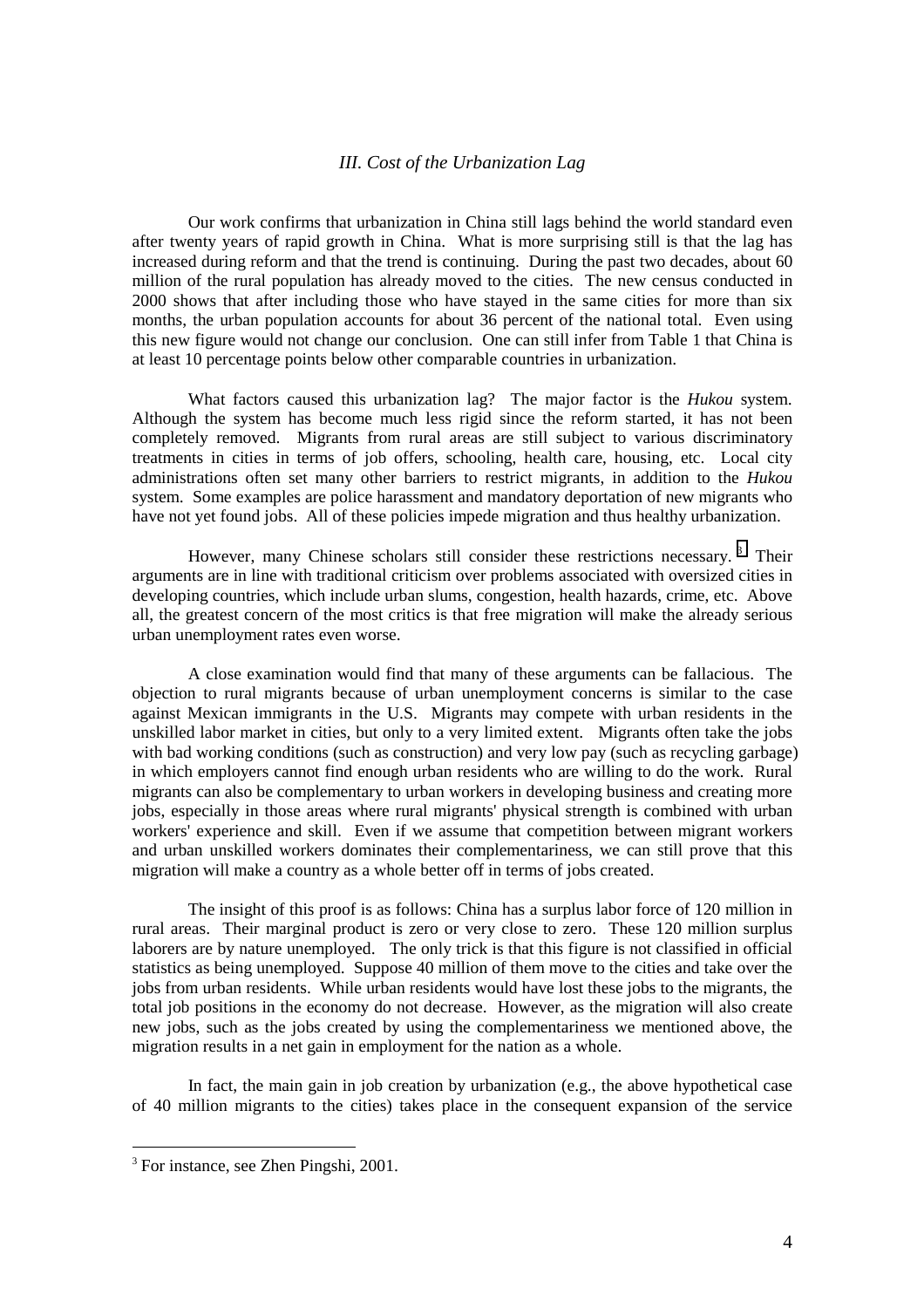### *III. Cost of the Urbanization Lag*

Our work confirms that urbanization in China still lags behind the world standard even after twenty years of rapid growth in China. What is more surprising still is that the lag has increased during reform and that the trend is continuing. During the past two decades, about 60 million of the rural population has already moved to the cities. The new census conducted in 2000 shows that after including those who have stayed in the same cities for more than six months, the urban population accounts for about 36 percent of the national total. Even using this new figure would not change our conclusion. One can still infer from Table 1 that China is at least 10 percentage points below other comparable countries in urbanization.

What factors caused this urbanization lag? The major factor is the *Hukou* system. Although the system has become much less rigid since the reform started, it has not been completely removed. Migrants from rural areas are still subject to various discriminatory treatments in cities in terms of job offers, schooling, health care, housing, etc. Local city administrations often set many other barriers to restrict migrants, in addition to the *Hukou* system. Some examples are police harassment and mandatory deportation of new migrants who have not yet found jobs. All of these policies impede migration and thus healthy urbanization.

However, many Chinese scholars still consider these restrictions necessary.[3] Their arguments are in line with traditional criticism over problems associated with oversized cities in developing countries, which include urban slums, congestion, health hazards, crime, etc. Above all, the greatest concern of the most critics is that free migration will make the already serious urban unemployment rates even worse.

A close examination would find that many of these arguments can be fallacious. The objection to rural migrants because of urban unemployment concerns is similar to the case against Mexican immigrants in the U.S. Migrants may compete with urban residents in the unskilled labor market in cities, but only to a very limited extent. Migrants often take the jobs with bad working conditions (such as construction) and very low pay (such as recycling garbage) in which employers cannot find enough urban residents who are willing to do the work. Rural migrants can also be complementary to urban workers in developing business and creating more jobs, especially in those areas where rural migrants' physical strength is combined with urban workers' experience and skill. Even if we assume that competition between migrant workers and urban unskilled workers dominates their complementariness, we can still prove that this migration will make a country as a whole better off in terms of jobs created.

The insight of this proof is as follows: China has a surplus labor force of 120 million in rural areas. Their marginal product is zero or very close to zero. These 120 million surplus laborers are by nature unemployed. The only trick is that this figure is not classified in official statistics as being unemployed. Suppose 40 million of them move to the cities and take over the jobs from urban residents. While urban residents would have lost these jobs to the migrants, the total job positions in the economy do not decrease. However, as the migration will also create new jobs, such as the jobs created by using the complementariness we mentioned above, the migration results in a net gain in employment for the nation as a whole.

In fact, the main gain in job creation by urbanization (e.g., the above hypothetical case of 40 million migrants to the cities) takes place in the consequent expansion of the service

---

[3] For instance, see Zhen Pingshi, 2001.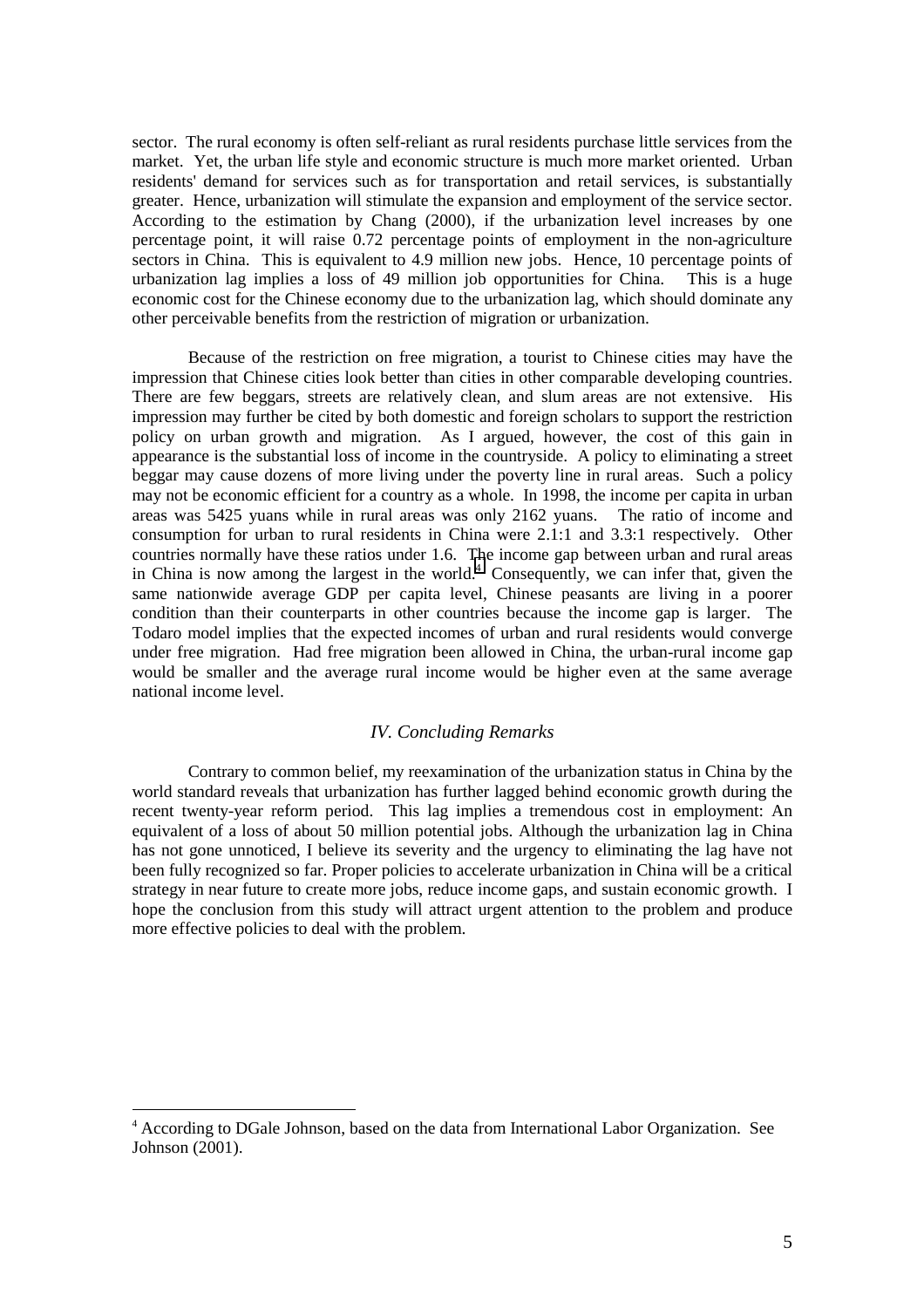sector. The rural economy is often self-reliant as rural residents purchase little services from the market. Yet, the urban life style and economic structure is much more market oriented. Urban residents' demand for services such as for transportation and retail services, is substantially greater. Hence, urbanization will stimulate the expansion and employment of the service sector. According to the estimation by Chang (2000), if the urbanization level increases by one percentage point, it will raise 0.72 percentage points of employment in the non-agriculture sectors in China. This is equivalent to 4.9 million new jobs. Hence, 10 percentage points of urbanization lag implies a loss of 49 million job opportunities for China. This is a huge economic cost for the Chinese economy due to the urbanization lag, which should dominate any other perceivable benefits from the restriction of migration or urbanization.

Because of the restriction on free migration, a tourist to Chinese cities may have the impression that Chinese cities look better than cities in other comparable developing countries. There are few beggars, streets are relatively clean, and slum areas are not extensive. His impression may further be cited by both domestic and foreign scholars to support the restriction policy on urban growth and migration. As I argued, however, the cost of this gain in appearance is the substantial loss of income in the countryside. A policy to eliminating a street beggar may cause dozens of more living under the poverty line in rural areas. Such a policy may not be economic efficient for a country as a whole. In 1998, the income per capita in urban areas was 5425 yuans while in rural areas was only 2162 yuans. The ratio of income and consumption for urban to rural residents in China were 2.1:1 and 3.3:1 respectively. Other countries normally have these ratios under 1.6. The income gap between urban and rural areas in China is now among the largest in the world.[4] Consequently, we can infer that, given the same nationwide average GDP per capita level, Chinese peasants are living in a poorer condition than their counterparts in other countries because the income gap is larger. The Todaro model implies that the expected incomes of urban and rural residents would converge under free migration. Had free migration been allowed in China, the urban-rural income gap would be smaller and the average rural income would be higher even at the same average national income level.

## *IV. Concluding Remarks*

Contrary to common belief, my reexamination of the urbanization status in China by the world standard reveals that urbanization has further lagged behind economic growth during the recent twenty-year reform period. This lag implies a tremendous cost in employment: An equivalent of a loss of about 50 million potential jobs. Although the urbanization lag in China has not gone unnoticed, I believe its severity and the urgency to eliminating the lag have not been fully recognized so far. Proper policies to accelerate urbanization in China will be a critical strategy in near future to create more jobs, reduce income gaps, and sustain economic growth. I hope the conclusion from this study will attract urgent attention to the problem and produce more effective policies to deal with the problem.

---

[4] According to DGale Johnson, based on the data from International Labor Organization. See Johnson (2001).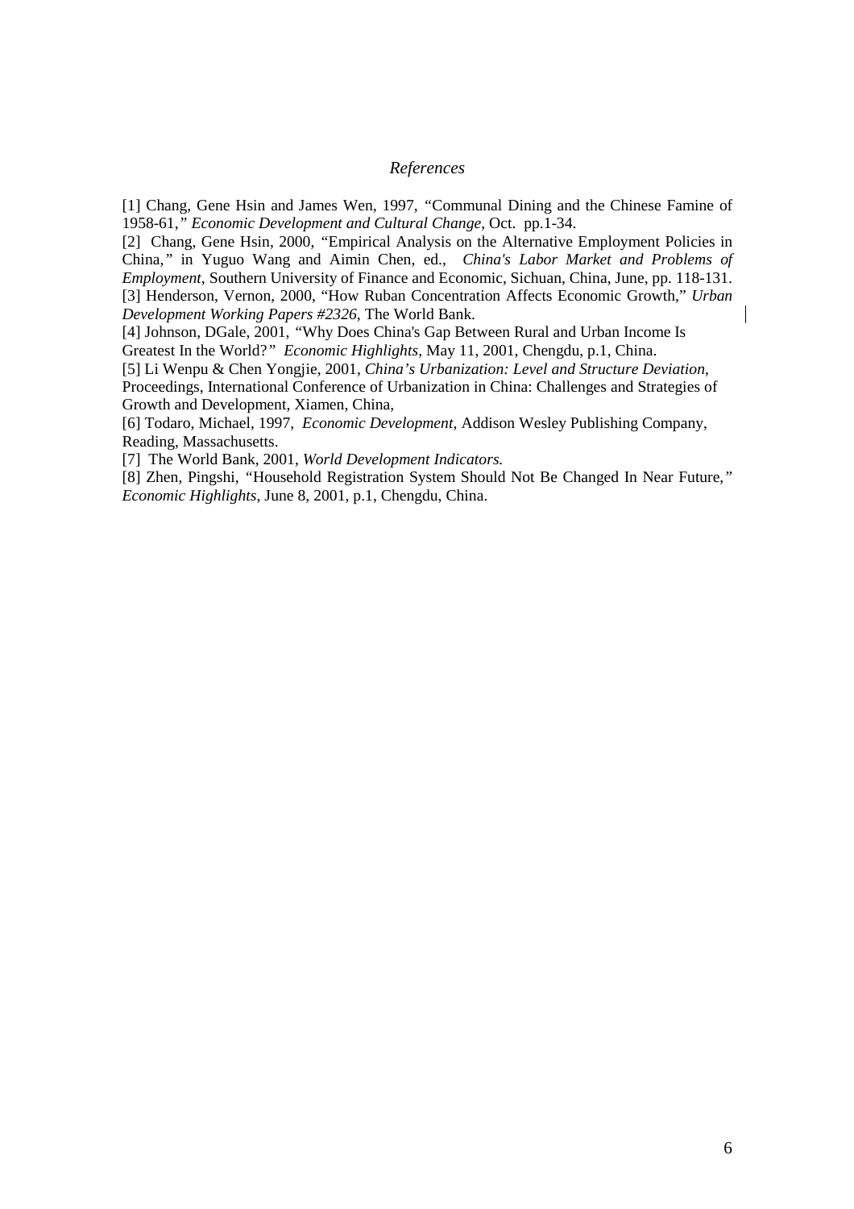## *References*

[1] Chang, Gene Hsin and James Wen, 1997, "Communal Dining and the Chinese Famine of 1958-61," *Economic Development and Cultural Change*, Oct. pp.1-34.

[2] Chang, Gene Hsin, 2000, "Empirical Analysis on the Alternative Employment Policies in China," in Yuguo Wang and Aimin Chen, ed., *China's Labor Market and Problems of Employment*, Southern University of Finance and Economic, Sichuan, China, June, pp. 118-131.

[3] Henderson, Vernon, 2000, "How Ruban Concentration Affects Economic Growth," *Urban Development Working Papers #2326*, The World Bank.

[4] Johnson, DGale, 2001, "Why Does China's Gap Between Rural and Urban Income Is Greatest In the World?" *Economic Highlights*, May 11, 2001, Chengdu, p.1, China.

[5] Li Wenpu & Chen Yongjie, 2001, *China's Urbanization: Level and Structure Deviation*, Proceedings, International Conference of Urbanization in China: Challenges and Strategies of Growth and Development, Xiamen, China,

[6] Todaro, Michael, 1997, *Economic Development*, Addison Wesley Publishing Company, Reading, Massachusetts.

[7] The World Bank, 2001, *World Development Indicators.*

[8] Zhen, Pingshi, "Household Registration System Should Not Be Changed In Near Future," *Economic Highlights*, June 8, 2001, p.1, Chengdu, China.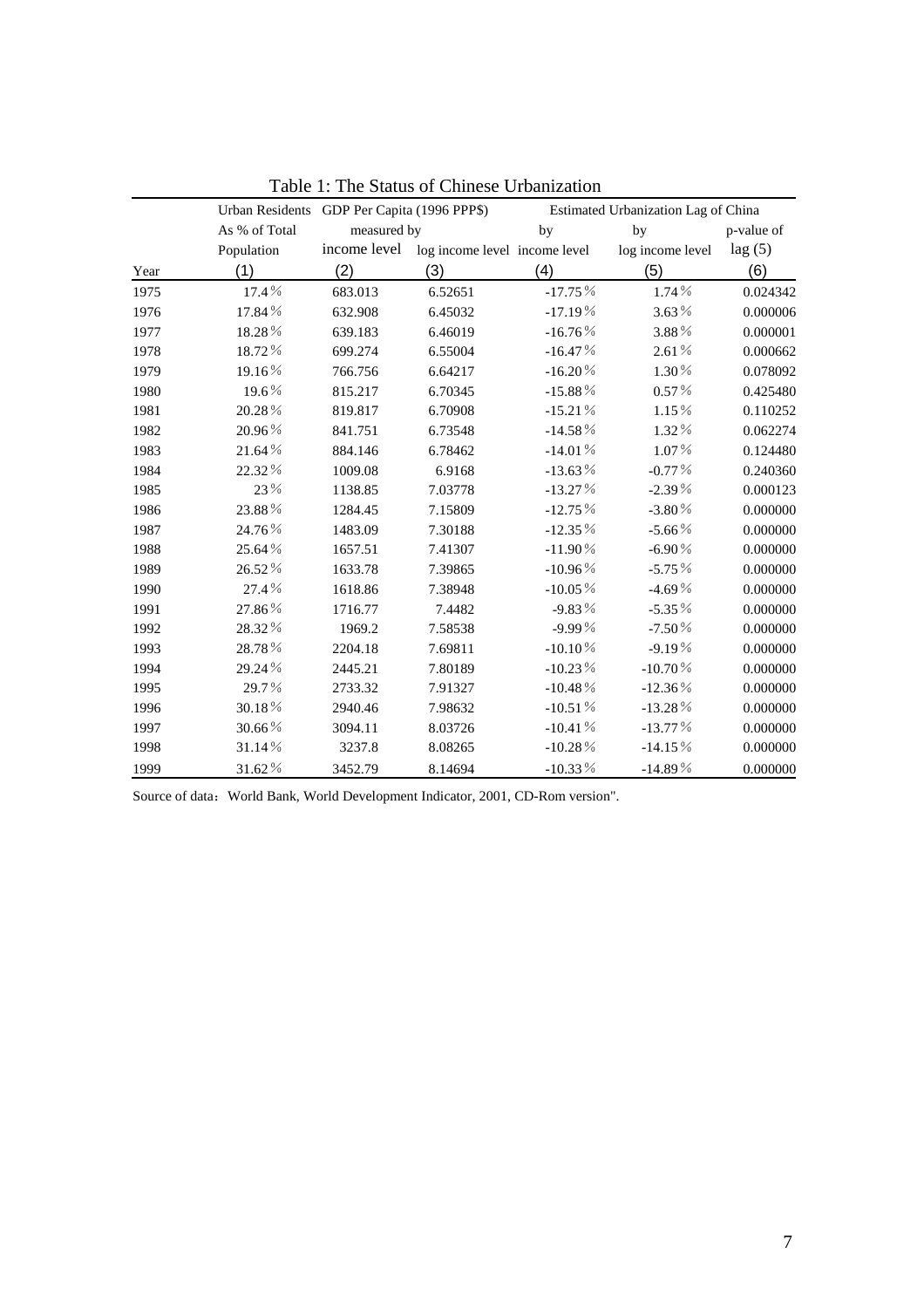Table 1: The Status of Chinese Urbanization

| | Urban Residents As % of Total Population | GDP Per Capita (1996 PPP$) measured by income level | | Estimated Urbanization Lag of China by income level | by log income level | p-value of lag (5) |
|---|---|---|---|---|---|---|
| Year | (1) | (2) | log income level (3) | (4) | (5) | (6) |
| 1975 | 17.4% | 683.013 | 6.52651 | -17.75% | 1.74% | 0.024342 |
| 1976 | 17.84% | 632.908 | 6.45032 | -17.19% | 3.63% | 0.000006 |
| 1977 | 18.28% | 639.183 | 6.46019 | -16.76% | 3.88% | 0.000001 |
| 1978 | 18.72% | 699.274 | 6.55004 | -16.47% | 2.61% | 0.000662 |
| 1979 | 19.16% | 766.756 | 6.64217 | -16.20% | 1.30% | 0.078092 |
| 1980 | 19.6% | 815.217 | 6.70345 | -15.88% | 0.57% | 0.425480 |
| 1981 | 20.28% | 819.817 | 6.70908 | -15.21% | 1.15% | 0.110252 |
| 1982 | 20.96% | 841.751 | 6.73548 | -14.58% | 1.32% | 0.062274 |
| 1983 | 21.64% | 884.146 | 6.78462 | -14.01% | 1.07% | 0.124480 |
| 1984 | 22.32% | 1009.08 | 6.9168 | -13.63% | -0.77% | 0.240360 |
| 1985 | 23% | 1138.85 | 7.03778 | -13.27% | -2.39% | 0.000123 |
| 1986 | 23.88% | 1284.45 | 7.15809 | -12.75% | -3.80% | 0.000000 |
| 1987 | 24.76% | 1483.09 | 7.30188 | -12.35% | -5.66% | 0.000000 |
| 1988 | 25.64% | 1657.51 | 7.41307 | -11.90% | -6.90% | 0.000000 |
| 1989 | 26.52% | 1633.78 | 7.39865 | -10.96% | -5.75% | 0.000000 |
| 1990 | 27.4% | 1618.86 | 7.38948 | -10.05% | -4.69% | 0.000000 |
| 1991 | 27.86% | 1716.77 | 7.4482 | -9.83% | -5.35% | 0.000000 |
| 1992 | 28.32% | 1969.2 | 7.58538 | -9.99% | -7.50% | 0.000000 |
| 1993 | 28.78% | 2204.18 | 7.69811 | -10.10% | -9.19% | 0.000000 |
| 1994 | 29.24% | 2445.21 | 7.80189 | -10.23% | -10.70% | 0.000000 |
| 1995 | 29.7% | 2733.32 | 7.91327 | -10.48% | -12.36% | 0.000000 |
| 1996 | 30.18% | 2940.46 | 7.98632 | -10.51% | -13.28% | 0.000000 |
| 1997 | 30.66% | 3094.11 | 8.03726 | -10.41% | -13.77% | 0.000000 |
| 1998 | 31.14% | 3237.8 | 8.08265 | -10.28% | -14.15% | 0.000000 |
| 1999 | 31.62% | 3452.79 | 8.14694 | -10.33% | -14.89% | 0.000000 |

Source of data：World Bank, World Development Indicator, 2001, CD-Rom version".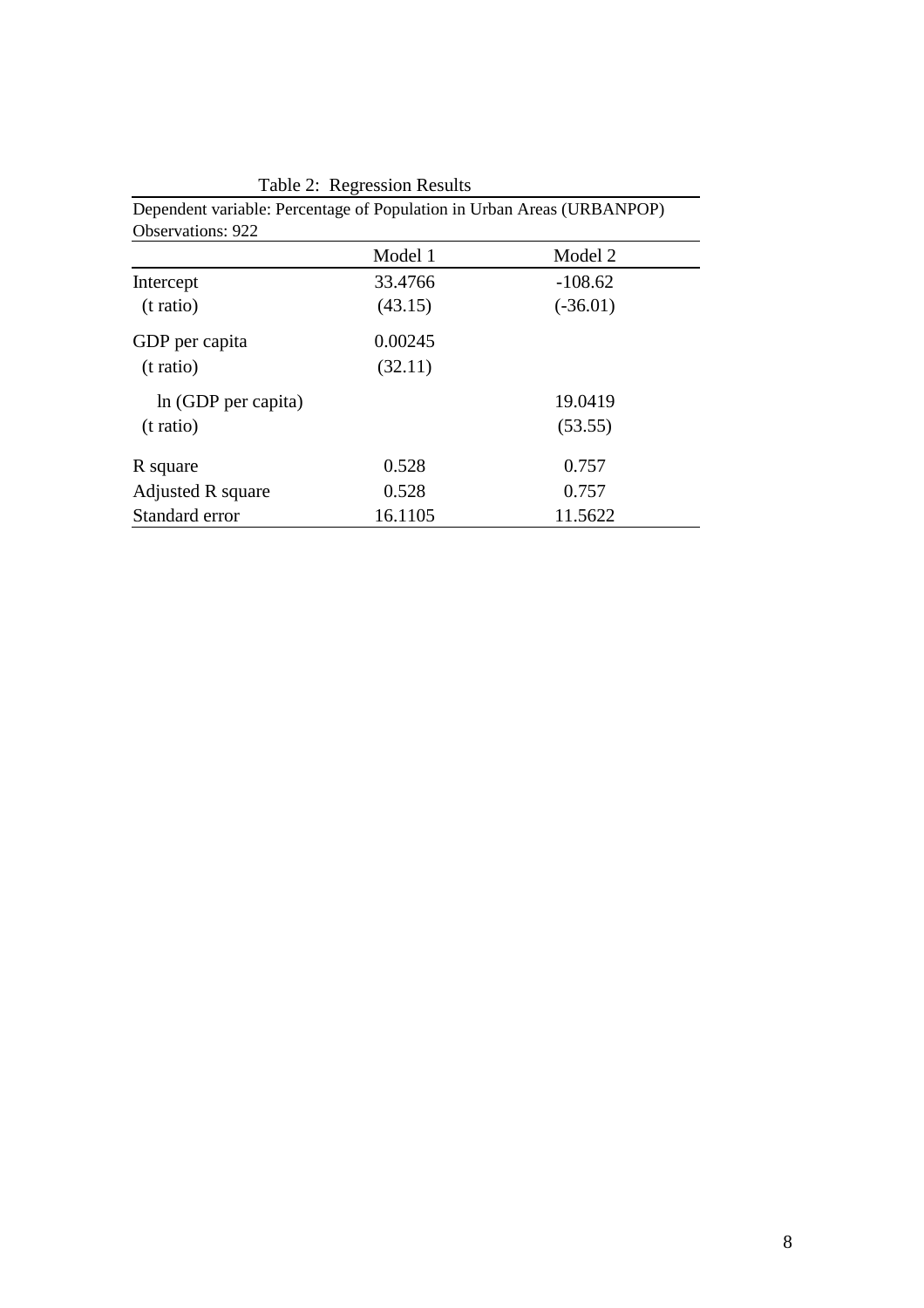Table 2: Regression Results

Dependent variable: Percentage of Population in Urban Areas (URBANPOP)
Observations: 922

| | Model 1 | Model 2 |
|---|---|---|
| Intercept | 33.4766 | -108.62 |
| (t ratio) | (43.15) | (-36.01) |
| GDP per capita | 0.00245 | |
| (t ratio) | (32.11) | |
| ln (GDP per capita) | | 19.0419 |
| (t ratio) | | (53.55) |
| R square | 0.528 | 0.757 |
| Adjusted R square | 0.528 | 0.757 |
| Standard error | 16.1105 | 11.5622 |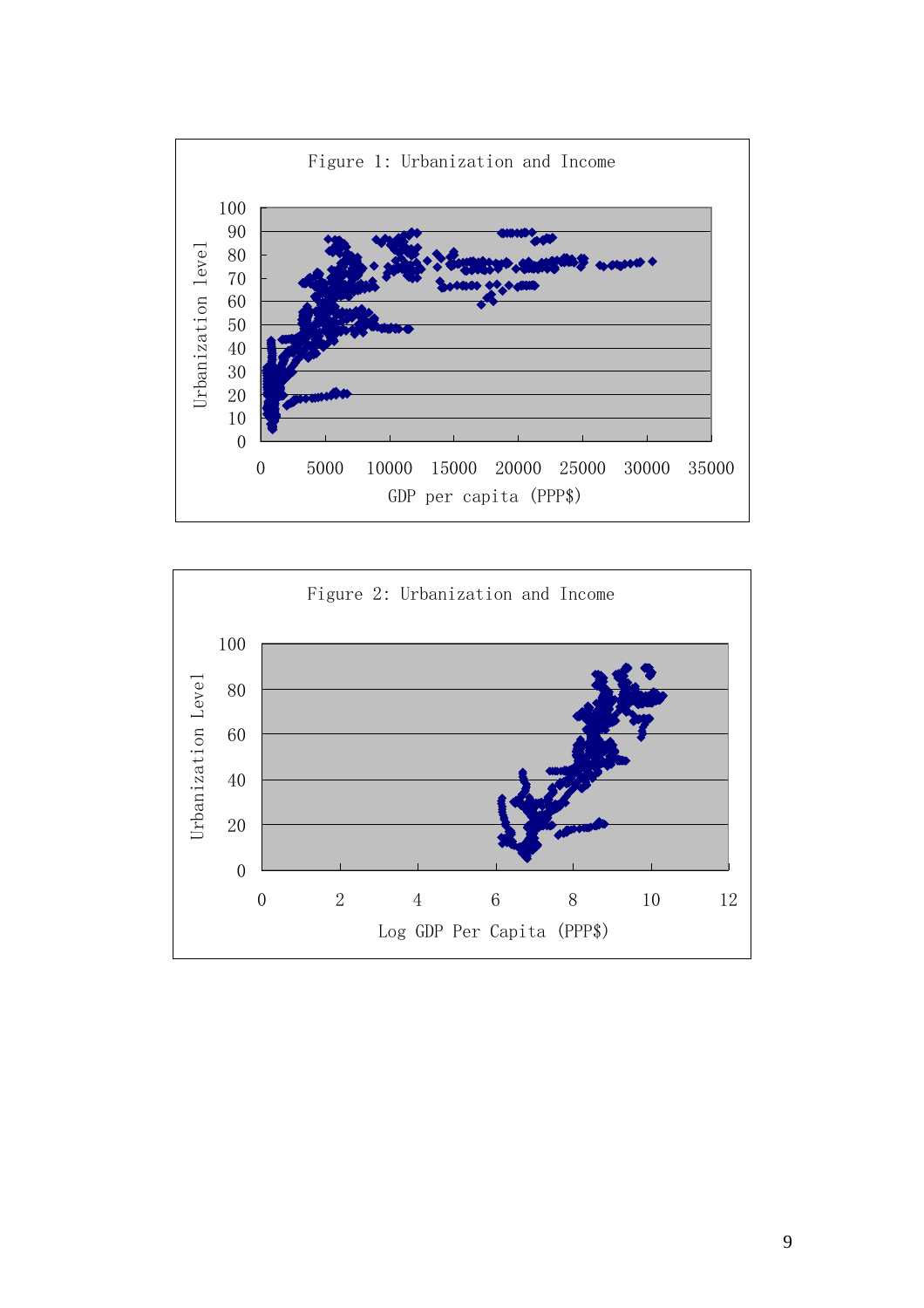Figure 1: Urbanization and Income

Urbanization level

100
90
80
70
60
50
40
30
20
10
0

0 5000 10000 15000 20000 25000 30000 35000

GDP per capita (PPP$)

Figure 2: Urbanization and Income

Urbanization Level

100
80
60
40
20
0

0 2 4 6 8 10 12

Log GDP Per Capita (PPP$)